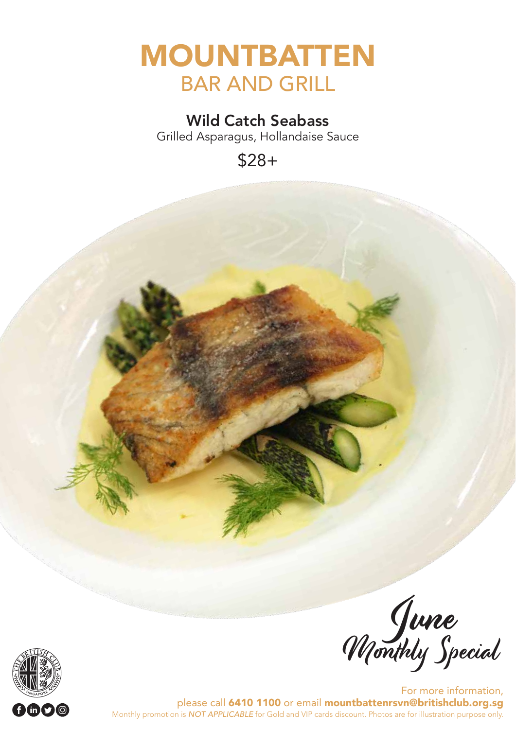# MOUNTBATTEN

## BAR AND GRILL

### Wild Catch Seabass

Grilled Asparagus, Hollandaise Sauce

$28+

June
Monthly Special

For more information,
please call **6410 1100** or email **mountbattenrsvn@britishclub.org.sg**

Monthly promotion is *NOT APPLICABLE* for Gold and VIP cards discount. Photos are for illustration purpose only.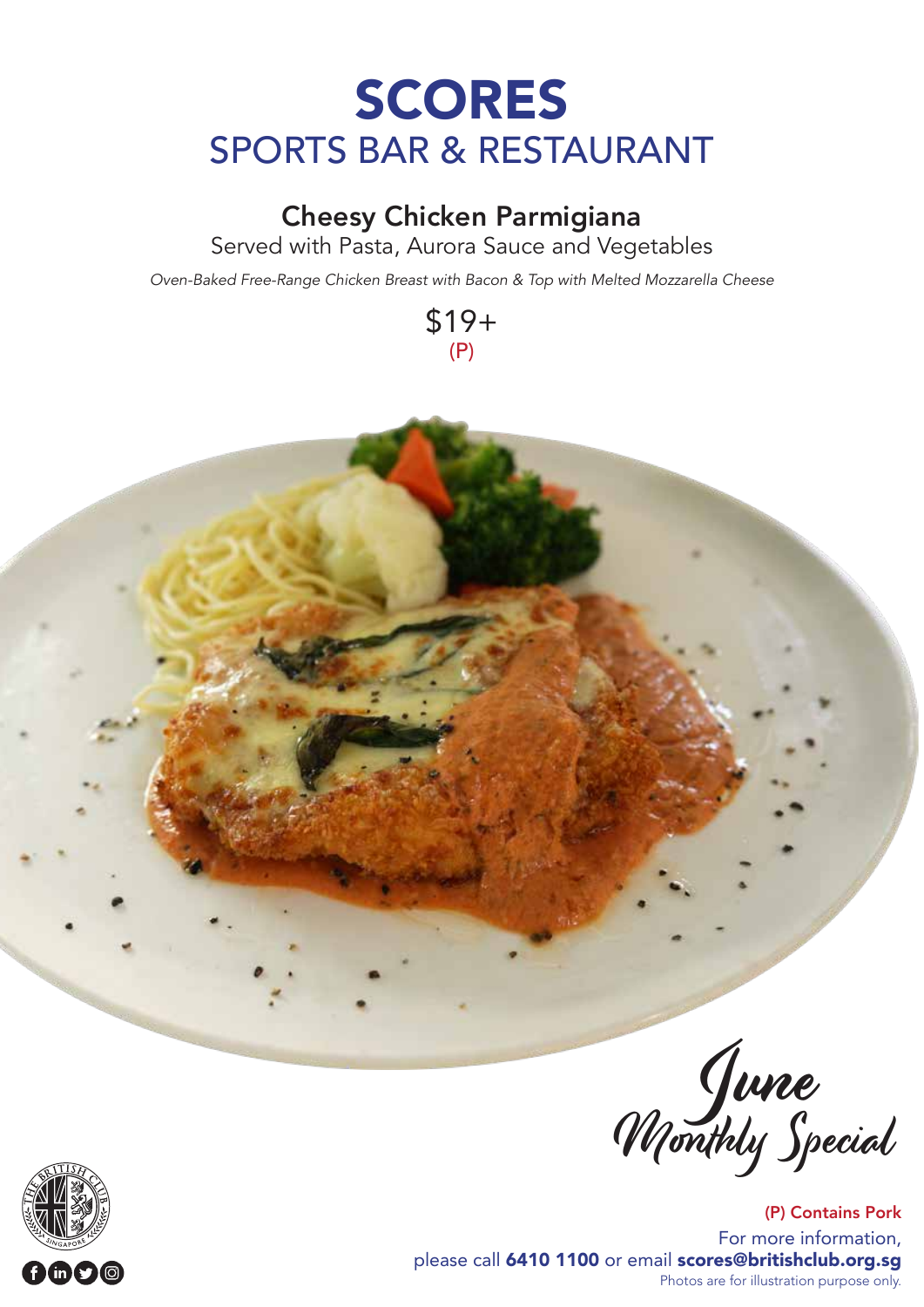# SCORES
## SPORTS BAR & RESTAURANT

### Cheesy Chicken Parmigiana

Served with Pasta, Aurora Sauce and Vegetables

*Oven-Baked Free-Range Chicken Breast with Bacon & Top with Melted Mozzarella Cheese*

$19+
(P)

*June Monthly Special*

(P) Contains Pork

For more information, please call **6410 1100** or email **scores@britishclub.org.sg**

Photos are for illustration purpose only.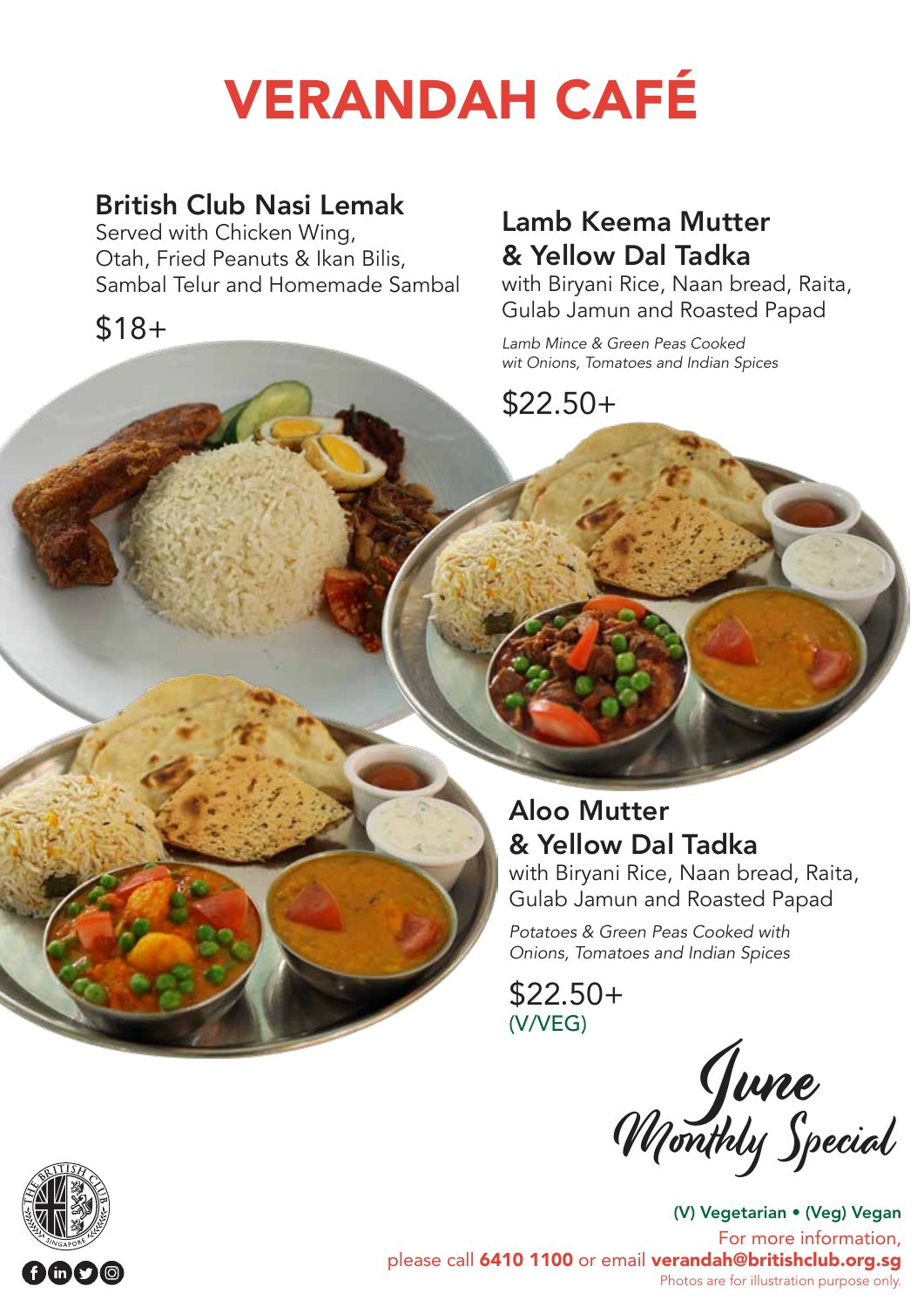# VERANDAH CAFÉ

## British Club Nasi Lemak

Served with Chicken Wing, Otah, Fried Peanuts & Ikan Bilis, Sambal Telur and Homemade Sambal

$18+

## Lamb Keema Mutter & Yellow Dal Tadka

with Biryani Rice, Naan bread, Raita, Gulab Jamun and Roasted Papad

*Lamb Mince & Green Peas Cooked wit Onions, Tomatoes and Indian Spices*

$22.50+

## Aloo Mutter & Yellow Dal Tadka

with Biryani Rice, Naan bread, Raita, Gulab Jamun and Roasted Papad

*Potatoes & Green Peas Cooked with Onions, Tomatoes and Indian Spices*

$22.50+
(V/VEG)

*June Monthly Special*

**(V) Vegetarian • (Veg) Vegan**

For more information, please call **6410 1100** or email **verandah@britishclub.org.sg**

Photos are for illustration purpose only.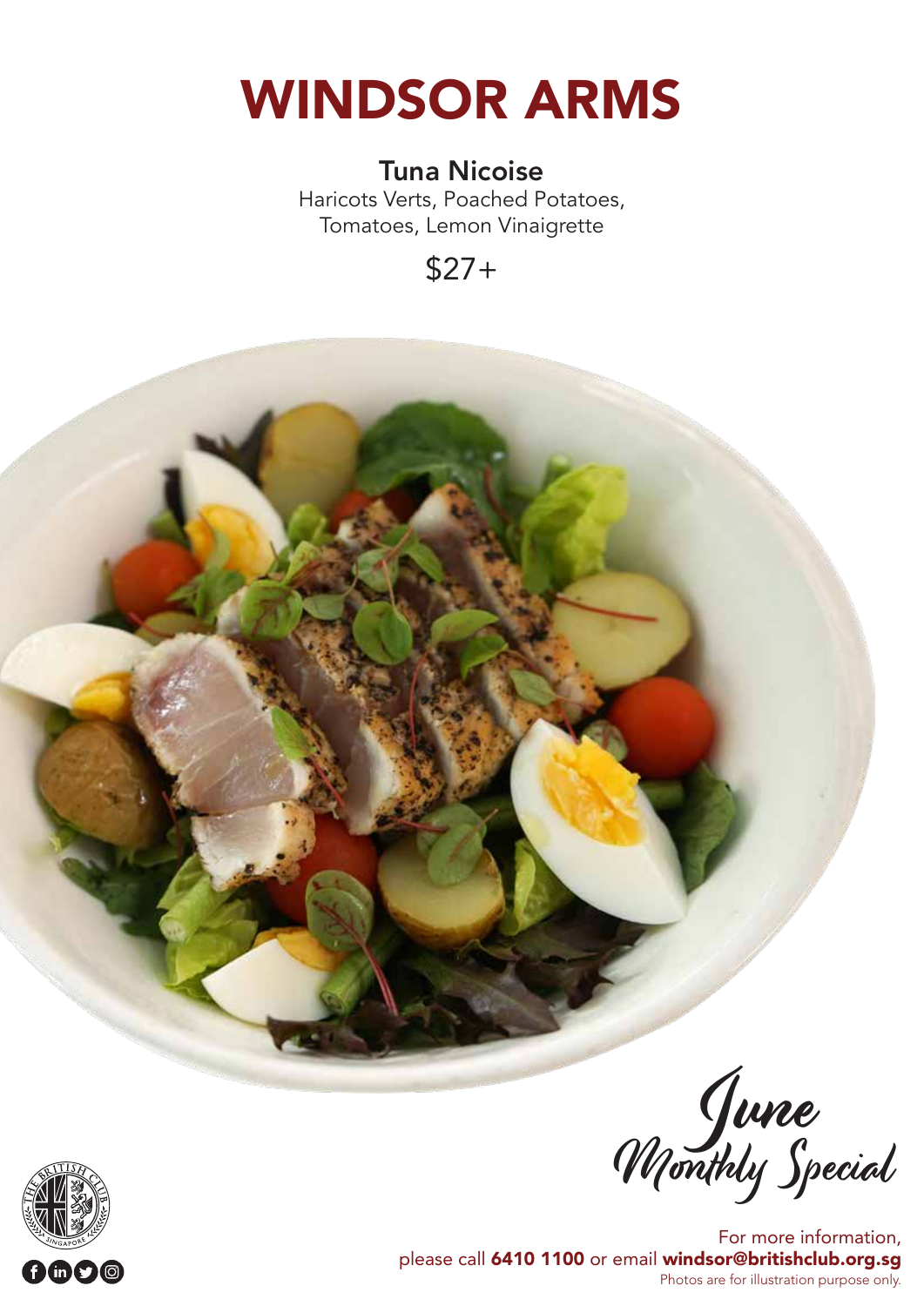# WINDSOR ARMS

**Tuna Nicoise**

Haricots Verts, Poached Potatoes,
Tomatoes, Lemon Vinaigrette

$27+

*June Monthly Special*

For more information,
please call **6410 1100** or email **windsor@britishclub.org.sg**

Photos are for illustration purpose only.